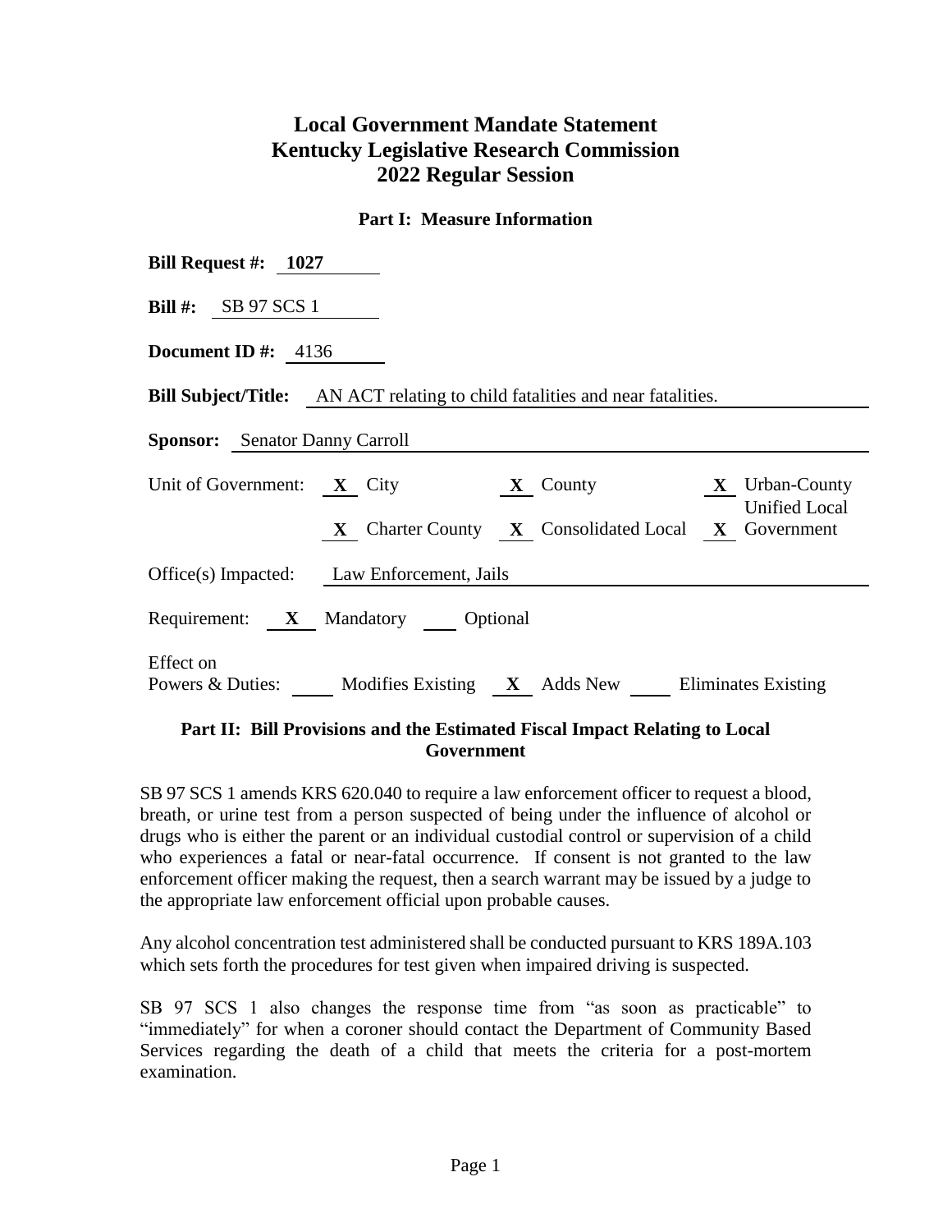# Local Government Mandate Statement
# Kentucky Legislative Research Commission
# 2022 Regular Session

## Part I: Measure Information

**Bill Request #:** **1027**

**Bill #:** SB 97 SCS 1

**Document ID #:** 4136

**Bill Subject/Title:** AN ACT relating to child fatalities and near fatalities.

**Sponsor:** Senator Danny Carroll

Unit of Government: **X** City **X** County **X** Urban-County **X** Charter County **X** Consolidated Local **X** Unified Local Government

Office(s) Impacted: Law Enforcement, Jails

Requirement: **X** Mandatory ___ Optional

Effect on Powers & Duties: ___ Modifies Existing **X** Adds New ___ Eliminates Existing

## Part II: Bill Provisions and the Estimated Fiscal Impact Relating to Local Government

SB 97 SCS 1 amends KRS 620.040 to require a law enforcement officer to request a blood, breath, or urine test from a person suspected of being under the influence of alcohol or drugs who is either the parent or an individual custodial control or supervision of a child who experiences a fatal or near-fatal occurrence. If consent is not granted to the law enforcement officer making the request, then a search warrant may be issued by a judge to the appropriate law enforcement official upon probable causes.

Any alcohol concentration test administered shall be conducted pursuant to KRS 189A.103 which sets forth the procedures for test given when impaired driving is suspected.

SB 97 SCS 1 also changes the response time from "as soon as practicable" to "immediately" for when a coroner should contact the Department of Community Based Services regarding the death of a child that meets the criteria for a post-mortem examination.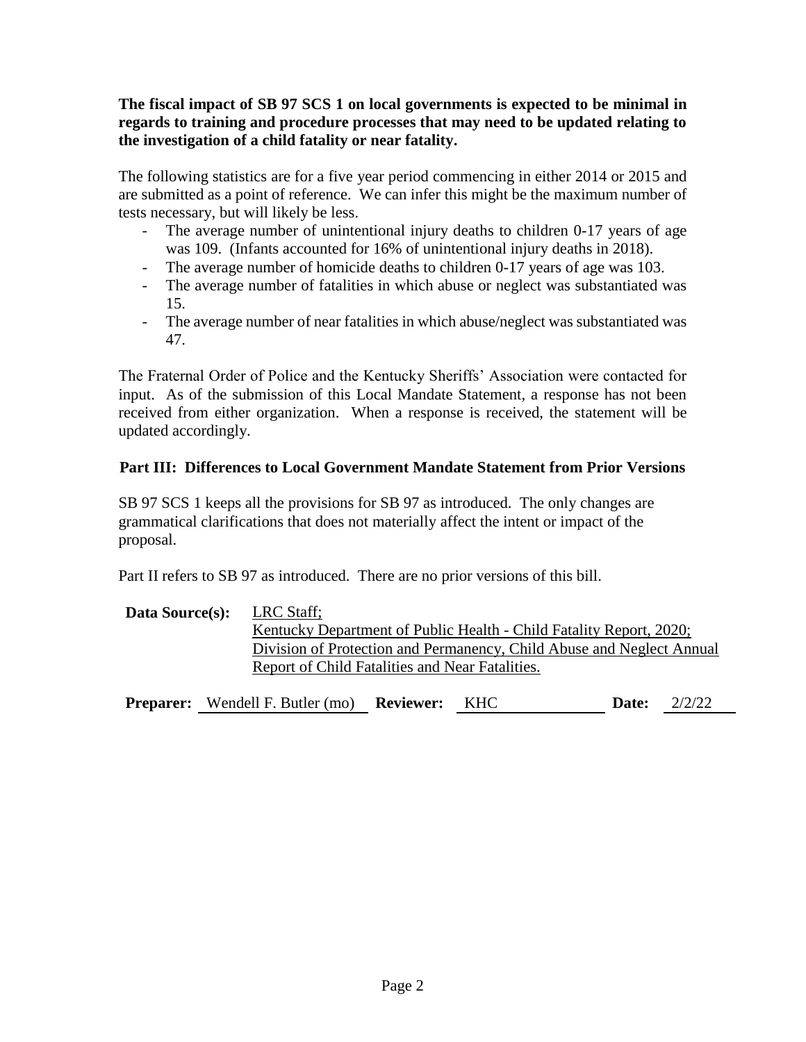**The fiscal impact of SB 97 SCS 1 on local governments is expected to be minimal in regards to training and procedure processes that may need to be updated relating to the investigation of a child fatality or near fatality.**

The following statistics are for a five year period commencing in either 2014 or 2015 and are submitted as a point of reference. We can infer this might be the maximum number of tests necessary, but will likely be less.

- The average number of unintentional injury deaths to children 0-17 years of age was 109. (Infants accounted for 16% of unintentional injury deaths in 2018).
- The average number of homicide deaths to children 0-17 years of age was 103.
- The average number of fatalities in which abuse or neglect was substantiated was 15.
- The average number of near fatalities in which abuse/neglect was substantiated was 47.

The Fraternal Order of Police and the Kentucky Sheriffs' Association were contacted for input. As of the submission of this Local Mandate Statement, a response has not been received from either organization. When a response is received, the statement will be updated accordingly.

## Part III: Differences to Local Government Mandate Statement from Prior Versions

SB 97 SCS 1 keeps all the provisions for SB 97 as introduced. The only changes are grammatical clarifications that does not materially affect the intent or impact of the proposal.

Part II refers to SB 97 as introduced. There are no prior versions of this bill.

**Data Source(s):** LRC Staff;
Kentucky Department of Public Health - Child Fatality Report, 2020;
Division of Protection and Permanency, Child Abuse and Neglect Annual Report of Child Fatalities and Near Fatalities.

**Preparer:** Wendell F. Butler (mo) **Reviewer:** KHC **Date:** 2/2/22